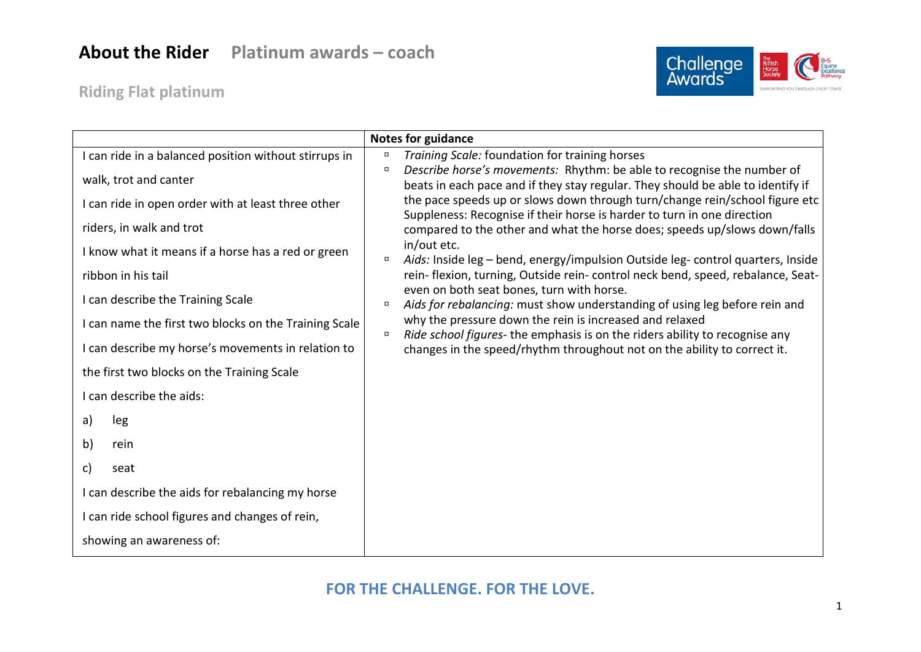# About the Rider Platinum awards – coach

## Riding Flat platinum

| | Notes for guidance |
|---|---|
| I can ride in a balanced position without stirrups in walk, trot and canter<br><br>I can ride in open order with at least three other riders, in walk and trot<br><br>I know what it means if a horse has a red or green ribbon in his tail<br><br>I can describe the Training Scale<br><br>I can name the first two blocks on the Training Scale<br><br>I can describe my horse's movements in relation to the first two blocks on the Training Scale<br><br>I can describe the aids:<br><br>a) leg<br><br>b) rein<br><br>c) seat<br><br>I can describe the aids for rebalancing my horse<br><br>I can ride school figures and changes of rein, showing an awareness of: | ▫ *Training Scale:* foundation for training horses<br>▫ *Describe horse's movements:* Rhythm: be able to recognise the number of beats in each pace and if they stay regular. They should be able to identify if the pace speeds up or slows down through turn/change rein/school figure etc Suppleness: Recognise if their horse is harder to turn in one direction compared to the other and what the horse does; speeds up/slows down/falls in/out etc.<br>▫ *Aids:* Inside leg – bend, energy/impulsion Outside leg- control quarters, Inside rein- flexion, turning, Outside rein- control neck bend, speed, rebalance, Seat- even on both seat bones, turn with horse.<br>▫ *Aids for rebalancing:* must show understanding of using leg before rein and why the pressure down the rein is increased and relaxed<br>▫ *Ride school figures*- the emphasis is on the riders ability to recognise any changes in the speed/rhythm throughout not on the ability to correct it. |

**FOR THE CHALLENGE. FOR THE LOVE.**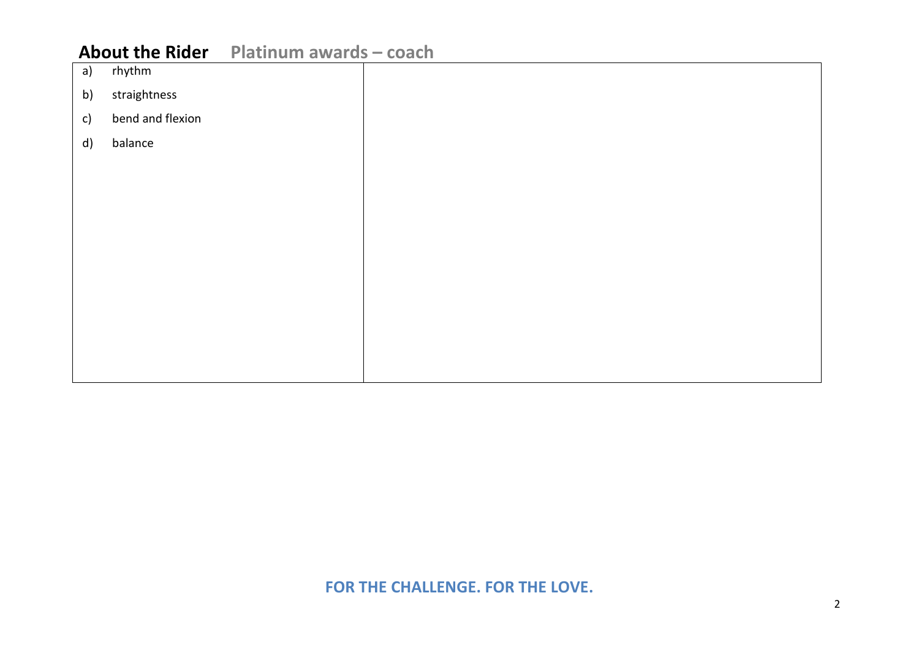## About the Rider Platinum awards – coach

| | |
|---|---|
| a) rhythm<br>b) straightness<br>c) bend and flexion<br>d) balance | |

FOR THE CHALLENGE. FOR THE LOVE.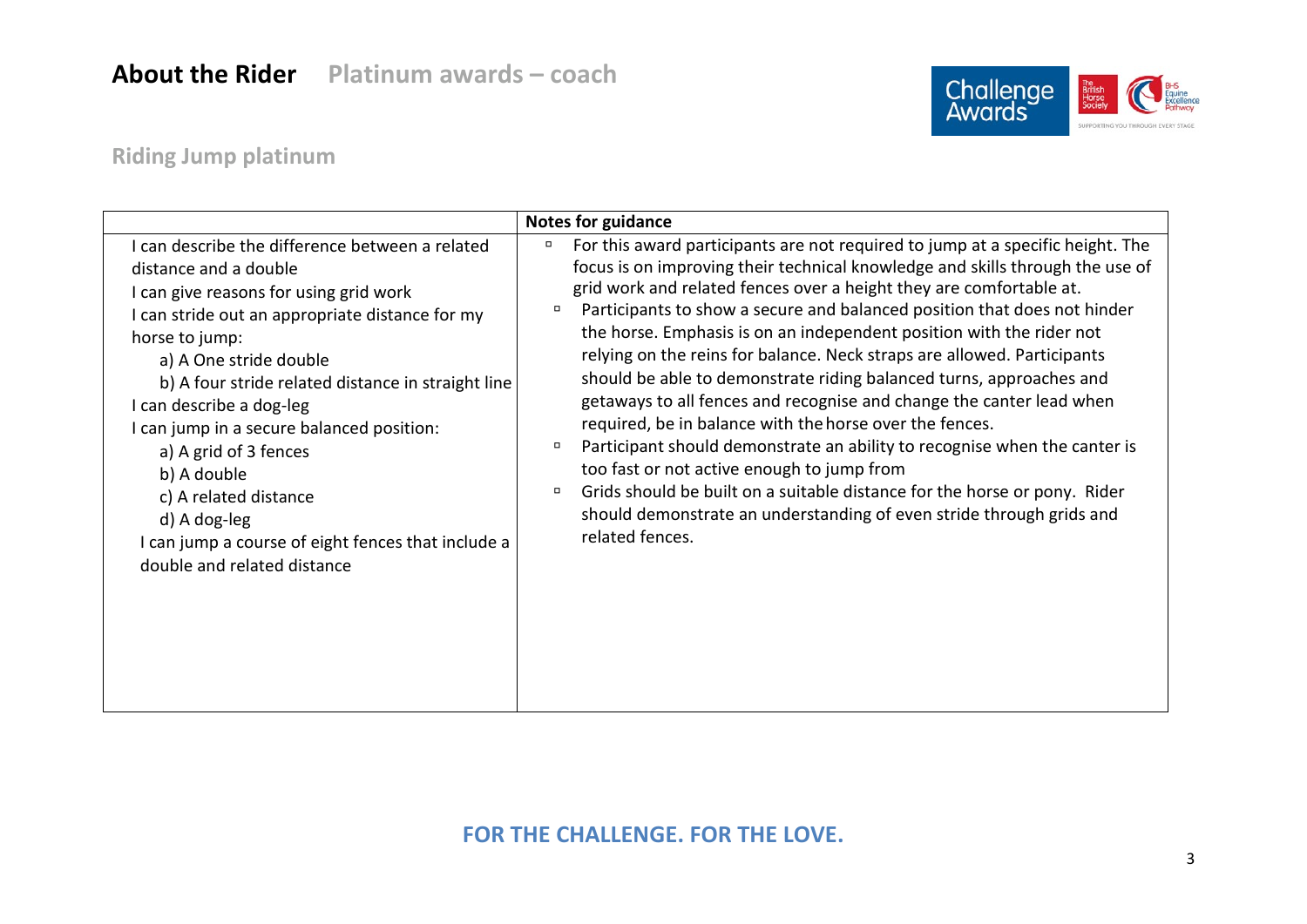# About the Rider   Platinum awards – coach

## Riding Jump platinum

| | Notes for guidance |
|---|---|
| I can describe the difference between a related distance and a double<br>I can give reasons for using grid work<br>I can stride out an appropriate distance for my horse to jump:<br>a) A One stride double<br>b) A four stride related distance in straight line<br>I can describe a dog-leg<br>I can jump in a secure balanced position:<br>a) A grid of 3 fences<br>b) A double<br>c) A related distance<br>d) A dog-leg<br>I can jump a course of eight fences that include a double and related distance | ▫ For this award participants are not required to jump at a specific height. The focus is on improving their technical knowledge and skills through the use of grid work and related fences over a height they are comfortable at.<br>▫ Participants to show a secure and balanced position that does not hinder the horse. Emphasis is on an independent position with the rider not relying on the reins for balance. Neck straps are allowed. Participants should be able to demonstrate riding balanced turns, approaches and getaways to all fences and recognise and change the canter lead when required, be in balance with the horse over the fences.<br>▫ Participant should demonstrate an ability to recognise when the canter is too fast or not active enough to jump from<br>▫ Grids should be built on a suitable distance for the horse or pony. Rider should demonstrate an understanding of even stride through grids and related fences. |

FOR THE CHALLENGE. FOR THE LOVE.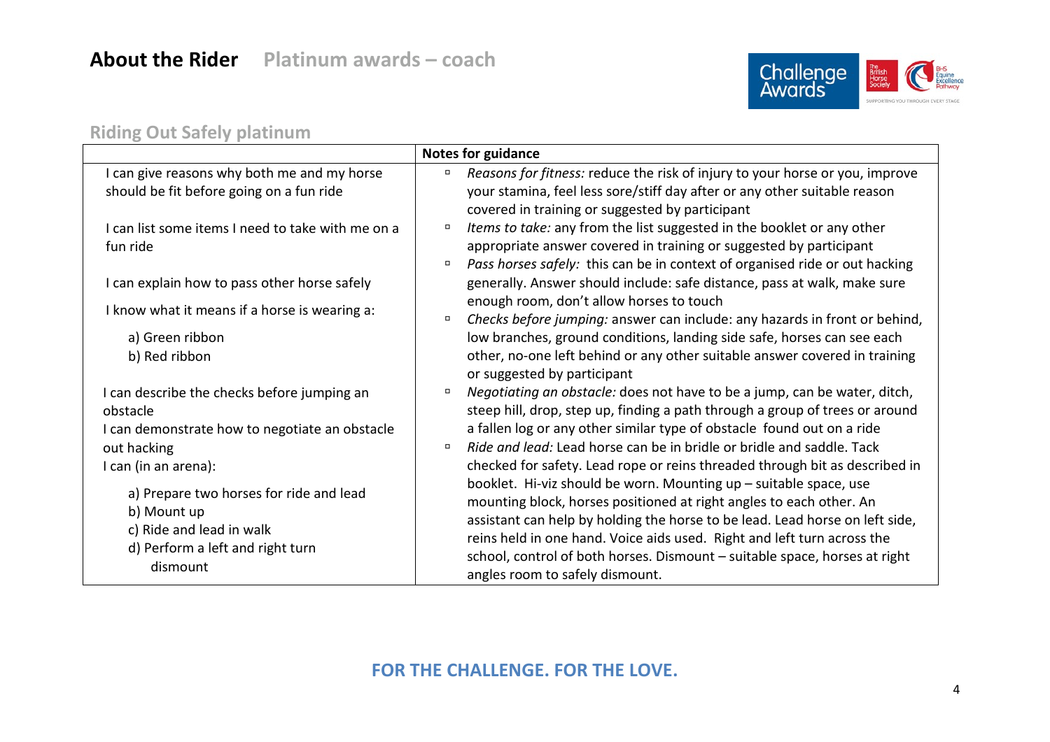## About the Rider Platinum awards – coach

### Riding Out Safely platinum

| | Notes for guidance |
|---|---|
| I can give reasons why both me and my horse should be fit before going on a fun ride<br><br>I can list some items I need to take with me on a fun ride<br><br>I can explain how to pass other horse safely<br><br>I know what it means if a horse is wearing a:<br>a) Green ribbon<br>b) Red ribbon<br><br>I can describe the checks before jumping an obstacle<br>I can demonstrate how to negotiate an obstacle out hacking<br>I can (in an arena):<br>a) Prepare two horses for ride and lead<br>b) Mount up<br>c) Ride and lead in walk<br>d) Perform a left and right turn<br>dismount | ▫ *Reasons for fitness:* reduce the risk of injury to your horse or you, improve your stamina, feel less sore/stiff day after or any other suitable reason covered in training or suggested by participant<br>▫ *Items to take:* any from the list suggested in the booklet or any other appropriate answer covered in training or suggested by participant<br>▫ *Pass horses safely:* this can be in context of organised ride or out hacking generally. Answer should include: safe distance, pass at walk, make sure enough room, don't allow horses to touch<br>▫ *Checks before jumping:* answer can include: any hazards in front or behind, low branches, ground conditions, landing side safe, horses can see each other, no-one left behind or any other suitable answer covered in training or suggested by participant<br>▫ *Negotiating an obstacle:* does not have to be a jump, can be water, ditch, steep hill, drop, step up, finding a path through a group of trees or around a fallen log or any other similar type of obstacle found out on a ride<br>▫ *Ride and lead:* Lead horse can be in bridle or bridle and saddle. Tack checked for safety. Lead rope or reins threaded through bit as described in booklet. Hi-viz should be worn. Mounting up – suitable space, use mounting block, horses positioned at right angles to each other. An assistant can help by holding the horse to be lead. Lead horse on left side, reins held in one hand. Voice aids used. Right and left turn across the school, control of both horses. Dismount – suitable space, horses at right angles room to safely dismount. |

**FOR THE CHALLENGE. FOR THE LOVE.**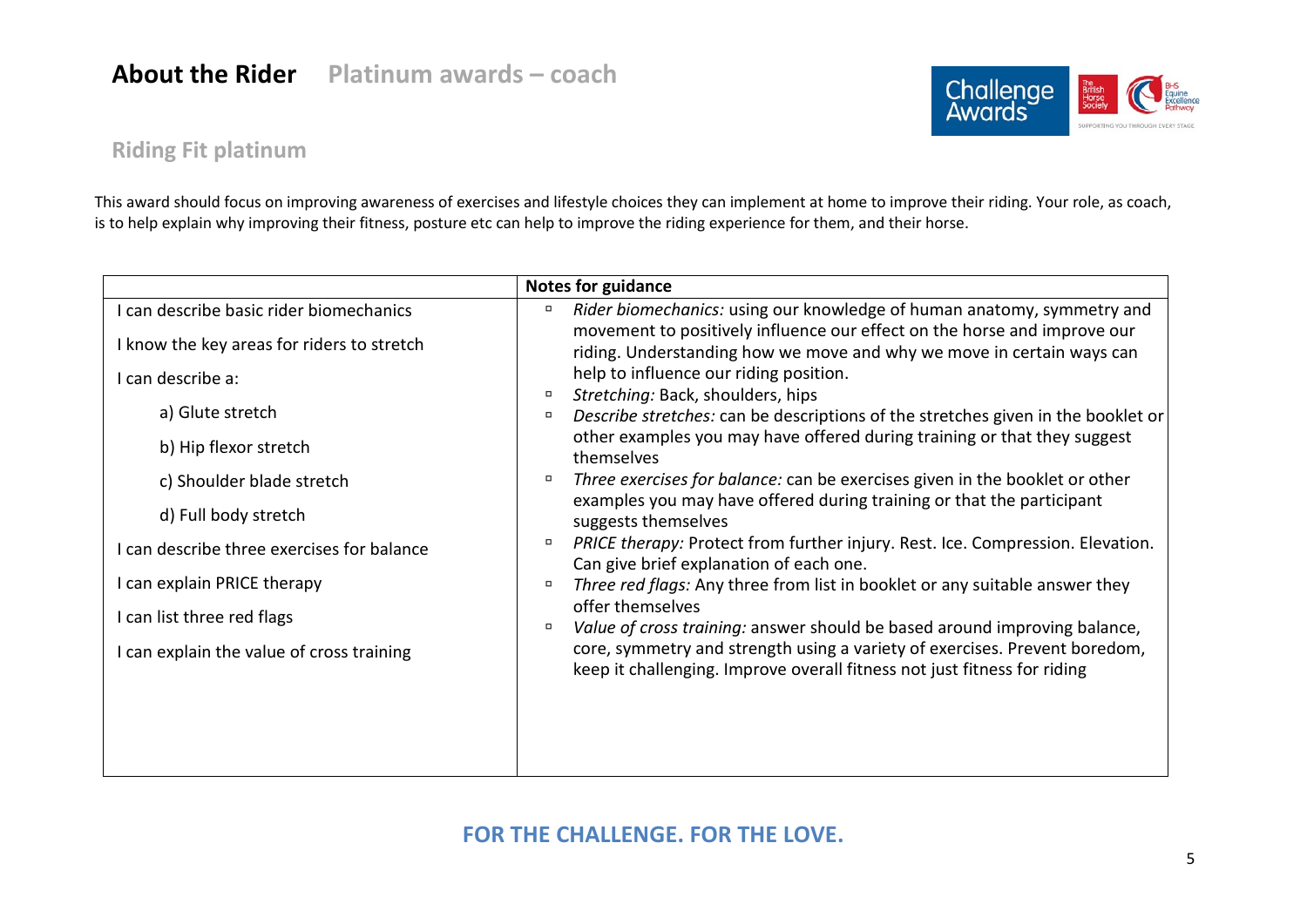# About the Rider

## Platinum awards – coach

### Riding Fit platinum

This award should focus on improving awareness of exercises and lifestyle choices they can implement at home to improve their riding. Your role, as coach, is to help explain why improving their fitness, posture etc can help to improve the riding experience for them, and their horse.

| | Notes for guidance |
|---|---|
| I can describe basic rider biomechanics<br><br>I know the key areas for riders to stretch<br><br>I can describe a:<br>a) Glute stretch<br>b) Hip flexor stretch<br>c) Shoulder blade stretch<br>d) Full body stretch<br><br>I can describe three exercises for balance<br><br>I can explain PRICE therapy<br><br>I can list three red flags<br><br>I can explain the value of cross training | ▫ *Rider biomechanics:* using our knowledge of human anatomy, symmetry and movement to positively influence our effect on the horse and improve our riding. Understanding how we move and why we move in certain ways can help to influence our riding position.<br>▫ *Stretching:* Back, shoulders, hips<br>▫ *Describe stretches:* can be descriptions of the stretches given in the booklet or other examples you may have offered during training or that they suggest themselves<br>▫ *Three exercises for balance:* can be exercises given in the booklet or other examples you may have offered during training or that the participant suggests themselves<br>▫ *PRICE therapy:* Protect from further injury. Rest. Ice. Compression. Elevation. Can give brief explanation of each one.<br>▫ *Three red flags:* Any three from list in booklet or any suitable answer they offer themselves<br>▫ *Value of cross training:* answer should be based around improving balance, core, symmetry and strength using a variety of exercises. Prevent boredom, keep it challenging. Improve overall fitness not just fitness for riding |

**FOR THE CHALLENGE. FOR THE LOVE.**